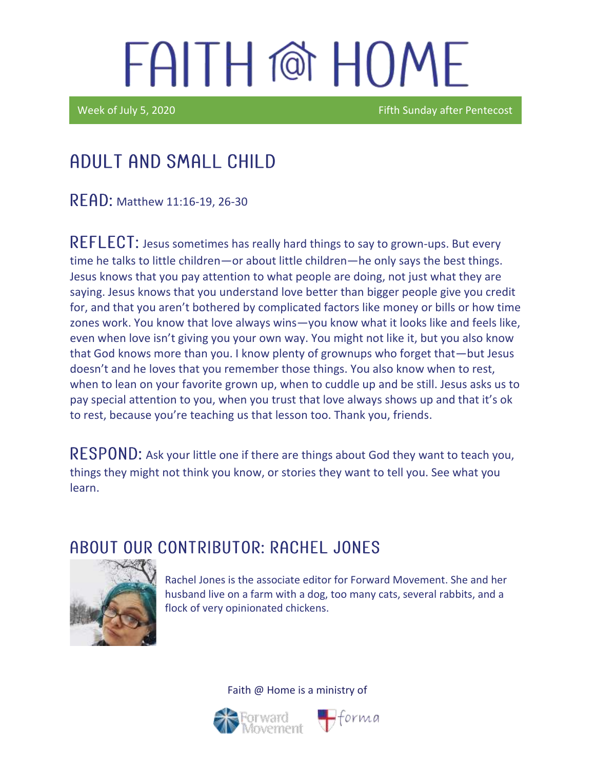# FAITH @ HOME

Week of July 5, 2020 — Fifth Sunday after Pentecost

## ADULT AND SMALL CHILD

**READ:** Matthew 11:16-19, 26-30

**REFLECT:** Jesus sometimes has really hard things to say to grown-ups. But every time he talks to little children—or about little children—he only says the best things. Jesus knows that you pay attention to what people are doing, not just what they are saying. Jesus knows that you understand love better than bigger people give you credit for, and that you aren't bothered by complicated factors like money or bills or how time zones work. You know that love always wins—you know what it looks like and feels like, even when love isn't giving you your own way. You might not like it, but you also know that God knows more than you. I know plenty of grownups who forget that—but Jesus doesn't and he loves that you remember those things. You also know when to rest, when to lean on your favorite grown up, when to cuddle up and be still. Jesus asks us to pay special attention to you, when you trust that love always shows up and that it's ok to rest, because you're teaching us that lesson too. Thank you, friends.

**RESPOND:** Ask your little one if there are things about God they want to teach you, things they might not think you know, or stories they want to tell you. See what you learn.

## ABOUT OUR CONTRIBUTOR: RACHEL JONES

Rachel Jones is the associate editor for Forward Movement. She and her husband live on a farm with a dog, too many cats, several rabbits, and a flock of very opinionated chickens.

Faith @ Home is a ministry of Forward Movement and forma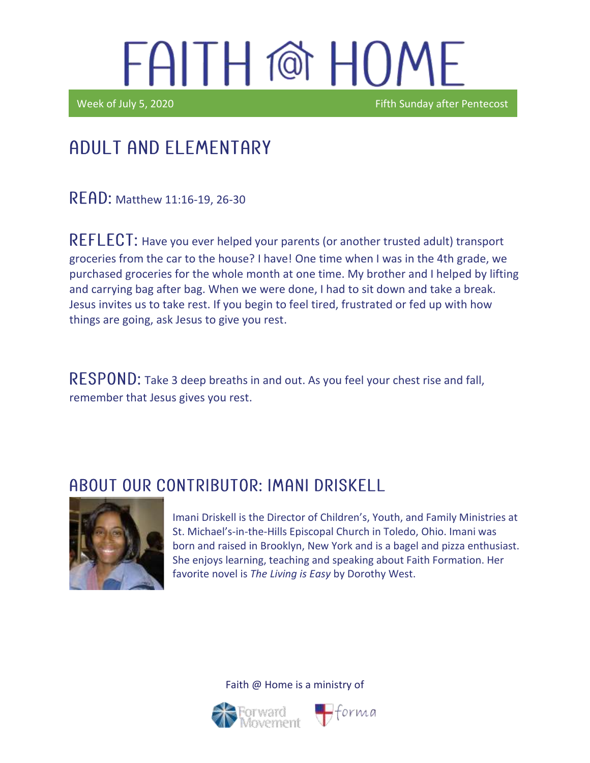# FAITH @ HOME

Week of July 5, 2020 Fifth Sunday after Pentecost

## ADULT AND ELEMENTARY

**READ:** Matthew 11:16-19, 26-30

**REFLECT:** Have you ever helped your parents (or another trusted adult) transport groceries from the car to the house? I have! One time when I was in the 4th grade, we purchased groceries for the whole month at one time. My brother and I helped by lifting and carrying bag after bag. When we were done, I had to sit down and take a break. Jesus invites us to take rest. If you begin to feel tired, frustrated or fed up with how things are going, ask Jesus to give you rest.

**RESPOND:** Take 3 deep breaths in and out. As you feel your chest rise and fall, remember that Jesus gives you rest.

## ABOUT OUR CONTRIBUTOR: IMANI DRISKELL

Imani Driskell is the Director of Children's, Youth, and Family Ministries at St. Michael's-in-the-Hills Episcopal Church in Toledo, Ohio. Imani was born and raised in Brooklyn, New York and is a bagel and pizza enthusiast. She enjoys learning, teaching and speaking about Faith Formation. Her favorite novel is *The Living is Easy* by Dorothy West.

Faith @ Home is a ministry of Forward Movement and forma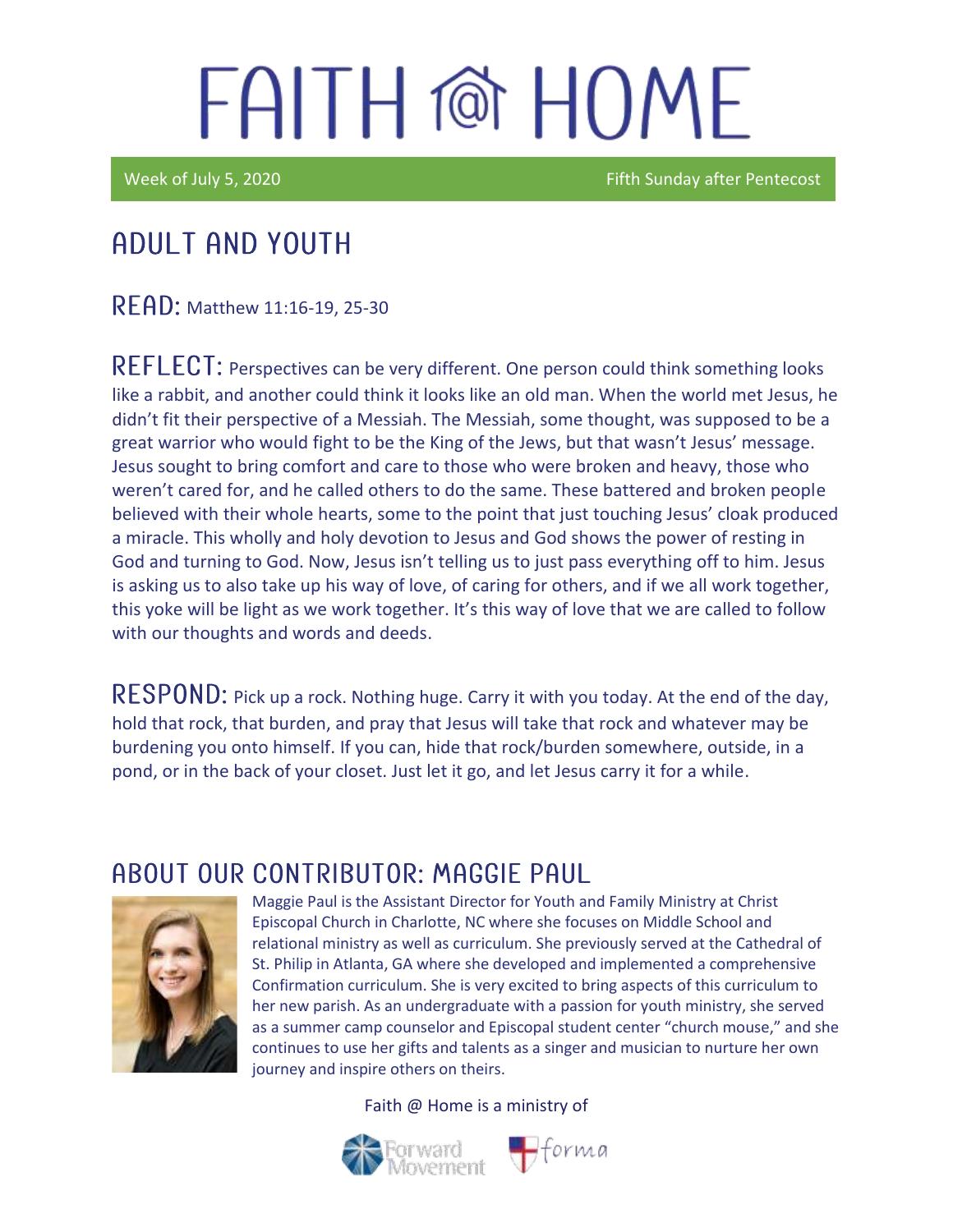# FAITH @ HOME

Week of July 5, 2020 — Fifth Sunday after Pentecost

## ADULT AND YOUTH

**READ:** Matthew 11:16-19, 25-30

**REFLECT:** Perspectives can be very different. One person could think something looks like a rabbit, and another could think it looks like an old man. When the world met Jesus, he didn't fit their perspective of a Messiah. The Messiah, some thought, was supposed to be a great warrior who would fight to be the King of the Jews, but that wasn't Jesus' message. Jesus sought to bring comfort and care to those who were broken and heavy, those who weren't cared for, and he called others to do the same. These battered and broken people believed with their whole hearts, some to the point that just touching Jesus' cloak produced a miracle. This wholly and holy devotion to Jesus and God shows the power of resting in God and turning to God. Now, Jesus isn't telling us to just pass everything off to him. Jesus is asking us to also take up his way of love, of caring for others, and if we all work together, this yoke will be light as we work together. It's this way of love that we are called to follow with our thoughts and words and deeds.

**RESPOND:** Pick up a rock. Nothing huge. Carry it with you today. At the end of the day, hold that rock, that burden, and pray that Jesus will take that rock and whatever may be burdening you onto himself. If you can, hide that rock/burden somewhere, outside, in a pond, or in the back of your closet. Just let it go, and let Jesus carry it for a while.

## ABOUT OUR CONTRIBUTOR: MAGGIE PAUL

Maggie Paul is the Assistant Director for Youth and Family Ministry at Christ Episcopal Church in Charlotte, NC where she focuses on Middle School and relational ministry as well as curriculum. She previously served at the Cathedral of St. Philip in Atlanta, GA where she developed and implemented a comprehensive Confirmation curriculum. She is very excited to bring aspects of this curriculum to her new parish. As an undergraduate with a passion for youth ministry, she served as a summer camp counselor and Episcopal student center "church mouse," and she continues to use her gifts and talents as a singer and musician to nurture her own journey and inspire others on theirs.

Faith @ Home is a ministry of Forward Movement and forma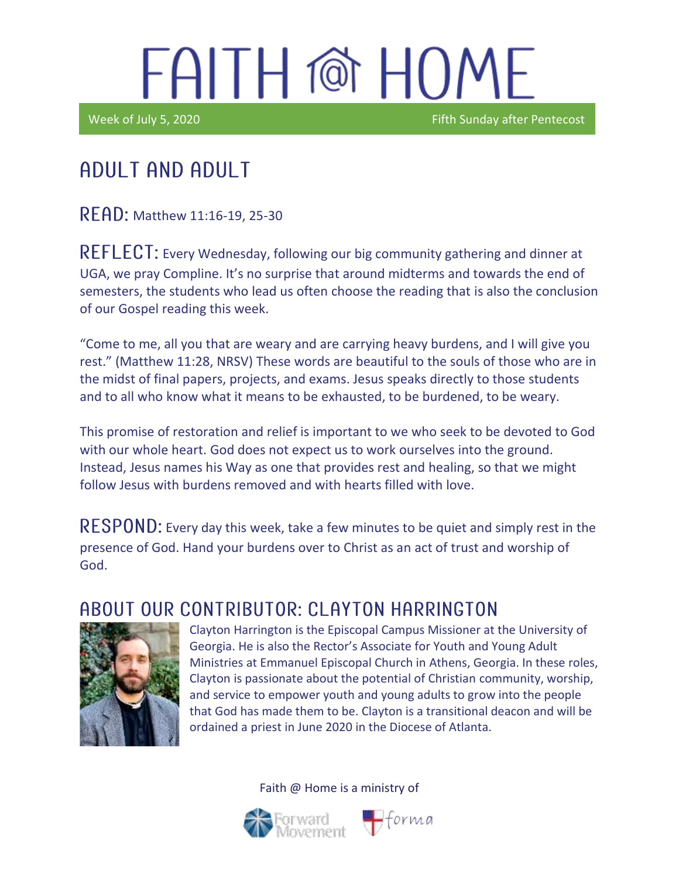# FAITH @ HOME

Week of July 5, 2020 Fifth Sunday after Pentecost

## ADULT AND ADULT

**READ:** Matthew 11:16-19, 25-30

**REFLECT:** Every Wednesday, following our big community gathering and dinner at UGA, we pray Compline. It's no surprise that around midterms and towards the end of semesters, the students who lead us often choose the reading that is also the conclusion of our Gospel reading this week.

"Come to me, all you that are weary and are carrying heavy burdens, and I will give you rest." (Matthew 11:28, NRSV) These words are beautiful to the souls of those who are in the midst of final papers, projects, and exams. Jesus speaks directly to those students and to all who know what it means to be exhausted, to be burdened, to be weary.

This promise of restoration and relief is important to we who seek to be devoted to God with our whole heart. God does not expect us to work ourselves into the ground. Instead, Jesus names his Way as one that provides rest and healing, so that we might follow Jesus with burdens removed and with hearts filled with love.

**RESPOND:** Every day this week, take a few minutes to be quiet and simply rest in the presence of God. Hand your burdens over to Christ as an act of trust and worship of God.

## ABOUT OUR CONTRIBUTOR: CLAYTON HARRINGTON

Clayton Harrington is the Episcopal Campus Missioner at the University of Georgia. He is also the Rector's Associate for Youth and Young Adult Ministries at Emmanuel Episcopal Church in Athens, Georgia. In these roles, Clayton is passionate about the potential of Christian community, worship, and service to empower youth and young adults to grow into the people that God has made them to be. Clayton is a transitional deacon and will be ordained a priest in June 2020 in the Diocese of Atlanta.

Faith @ Home is a ministry of

Forward Movement forma